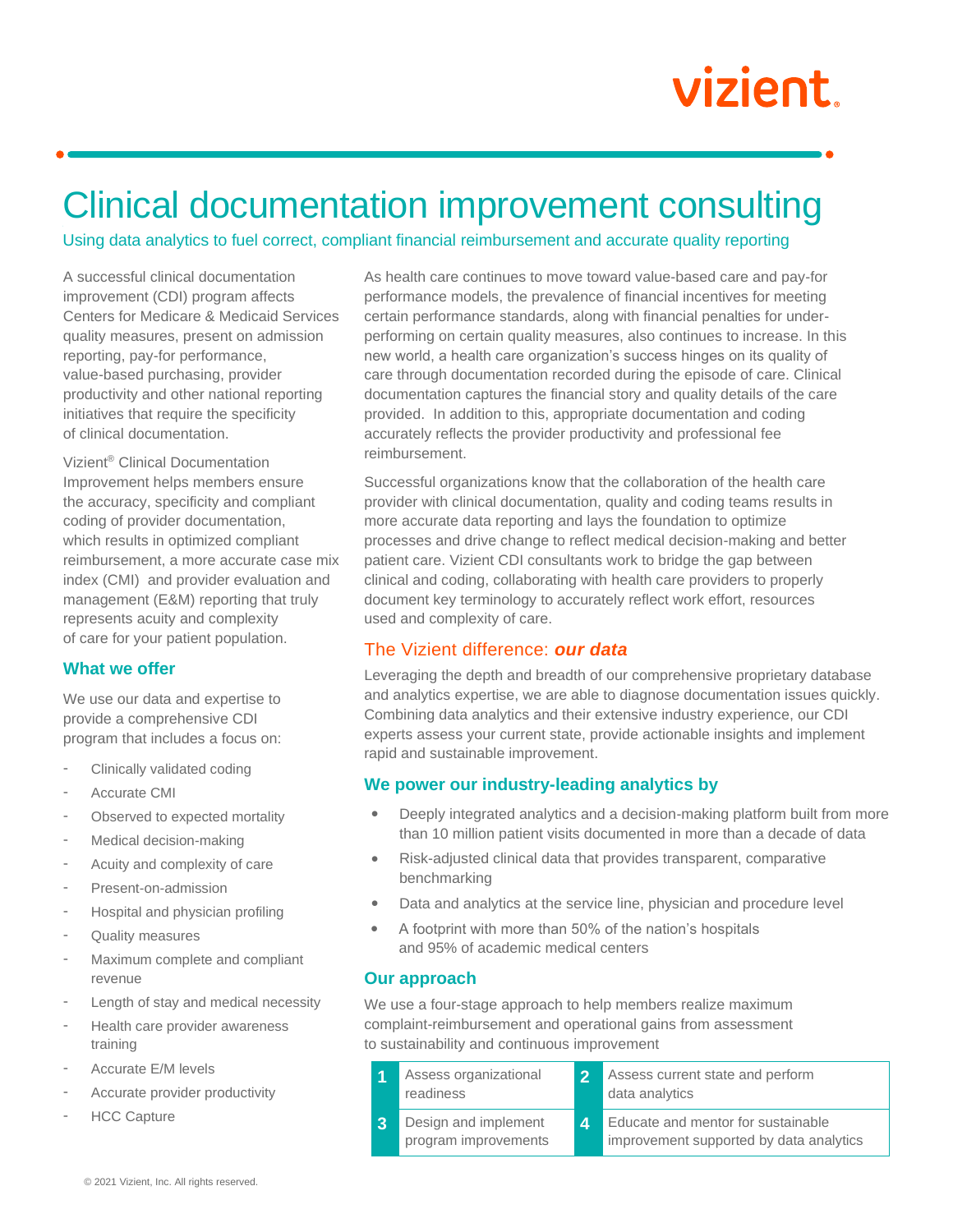# Clinical documentation improvement consulting

Using data analytics to fuel correct, compliant financial reimbursement and accurate quality reporting

A successful clinical documentation improvement (CDI) program affects Centers for Medicare & Medicaid Services quality measures, present on admission reporting, pay-for performance, value-based purchasing, provider productivity and other national reporting initiatives that require the specificity of clinical documentation.

Vizient® Clinical Documentation Improvement helps members ensure the accuracy, specificity and compliant coding of provider documentation, which results in optimized compliant reimbursement, a more accurate case mix index (CMI) and provider evaluation and management (E&M) reporting that truly represents acuity and complexity of care for your patient population.

## What we offer

We use our data and expertise to provide a comprehensive CDI program that includes a focus on:

- Clinically validated coding
- Accurate CMI
- Observed to expected mortality
- Medical decision-making
- Acuity and complexity of care
- Present-on-admission
- Hospital and physician profiling
- Quality measures
- Maximum complete and compliant revenue
- Length of stay and medical necessity
- Health care provider awareness training
- Accurate E/M levels
- Accurate provider productivity
- HCC Capture

As health care continues to move toward value-based care and pay-for performance models, the prevalence of financial incentives for meeting certain performance standards, along with financial penalties for under-performing on certain quality measures, also continues to increase. In this new world, a health care organization's success hinges on its quality of care through documentation recorded during the episode of care. Clinical documentation captures the financial story and quality details of the care provided. In addition to this, appropriate documentation and coding accurately reflects the provider productivity and professional fee reimbursement.

Successful organizations know that the collaboration of the health care provider with clinical documentation, quality and coding teams results in more accurate data reporting and lays the foundation to optimize processes and drive change to reflect medical decision-making and better patient care. Vizient CDI consultants work to bridge the gap between clinical and coding, collaborating with health care providers to properly document key terminology to accurately reflect work effort, resources used and complexity of care.

## The Vizient difference: ***our data***

Leveraging the depth and breadth of our comprehensive proprietary database and analytics expertise, we are able to diagnose documentation issues quickly. Combining data analytics and their extensive industry experience, our CDI experts assess your current state, provide actionable insights and implement rapid and sustainable improvement.

## We power our industry-leading analytics by

- Deeply integrated analytics and a decision-making platform built from more than 10 million patient visits documented in more than a decade of data
- Risk-adjusted clinical data that provides transparent, comparative benchmarking
- Data and analytics at the service line, physician and procedure level
- A footprint with more than 50% of the nation's hospitals and 95% of academic medical centers

## Our approach

We use a four-stage approach to help members realize maximum complaint-reimbursement and operational gains from assessment to sustainability and continuous improvement

| | | | |
|---|---|---|---|
| **1** | Assess organizational readiness | **2** | Assess current state and perform data analytics |
| **3** | Design and implement program improvements | **4** | Educate and mentor for sustainable improvement supported by data analytics |

© 2021 Vizient, Inc. All rights reserved.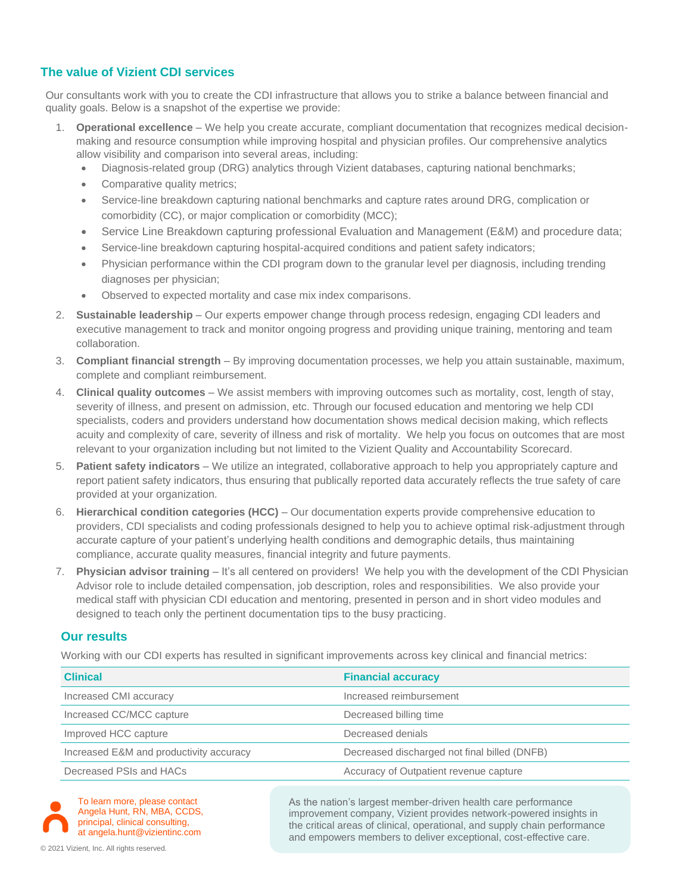## The value of Vizient CDI services

Our consultants work with you to create the CDI infrastructure that allows you to strike a balance between financial and quality goals. Below is a snapshot of the expertise we provide:

1. **Operational excellence** – We help you create accurate, compliant documentation that recognizes medical decision-making and resource consumption while improving hospital and physician profiles. Our comprehensive analytics allow visibility and comparison into several areas, including:
   - Diagnosis-related group (DRG) analytics through Vizient databases, capturing national benchmarks;
   - Comparative quality metrics;
   - Service-line breakdown capturing national benchmarks and capture rates around DRG, complication or comorbidity (CC), or major complication or comorbidity (MCC);
   - Service Line Breakdown capturing professional Evaluation and Management (E&M) and procedure data;
   - Service-line breakdown capturing hospital-acquired conditions and patient safety indicators;
   - Physician performance within the CDI program down to the granular level per diagnosis, including trending diagnoses per physician;
   - Observed to expected mortality and case mix index comparisons.
2. **Sustainable leadership** – Our experts empower change through process redesign, engaging CDI leaders and executive management to track and monitor ongoing progress and providing unique training, mentoring and team collaboration.
3. **Compliant financial strength** – By improving documentation processes, we help you attain sustainable, maximum, complete and compliant reimbursement.
4. **Clinical quality outcomes** – We assist members with improving outcomes such as mortality, cost, length of stay, severity of illness, and present on admission, etc. Through our focused education and mentoring we help CDI specialists, coders and providers understand how documentation shows medical decision making, which reflects acuity and complexity of care, severity of illness and risk of mortality. We help you focus on outcomes that are most relevant to your organization including but not limited to the Vizient Quality and Accountability Scorecard.
5. **Patient safety indicators** – We utilize an integrated, collaborative approach to help you appropriately capture and report patient safety indicators, thus ensuring that publically reported data accurately reflects the true safety of care provided at your organization.
6. **Hierarchical condition categories (HCC)** – Our documentation experts provide comprehensive education to providers, CDI specialists and coding professionals designed to help you to achieve optimal risk-adjustment through accurate capture of your patient's underlying health conditions and demographic details, thus maintaining compliance, accurate quality measures, financial integrity and future payments.
7. **Physician advisor training** – It's all centered on providers! We help you with the development of the CDI Physician Advisor role to include detailed compensation, job description, roles and responsibilities. We also provide your medical staff with physician CDI education and mentoring, presented in person and in short video modules and designed to teach only the pertinent documentation tips to the busy practicing.

## Our results

Working with our CDI experts has resulted in significant improvements across key clinical and financial metrics:

| Clinical | Financial accuracy |
|---|---|
| Increased CMI accuracy | Increased reimbursement |
| Increased CC/MCC capture | Decreased billing time |
| Improved HCC capture | Decreased denials |
| Increased E&M and productivity accuracy | Decreased discharged not final billed (DNFB) |
| Decreased PSIs and HACs | Accuracy of Outpatient revenue capture |

To learn more, please contact Angela Hunt, RN, MBA, CCDS, principal, clinical consulting, at angela.hunt@vizientinc.com

As the nation's largest member-driven health care performance improvement company, Vizient provides network-powered insights in the critical areas of clinical, operational, and supply chain performance and empowers members to deliver exceptional, cost-effective care.

© 2021 Vizient, Inc. All rights reserved.